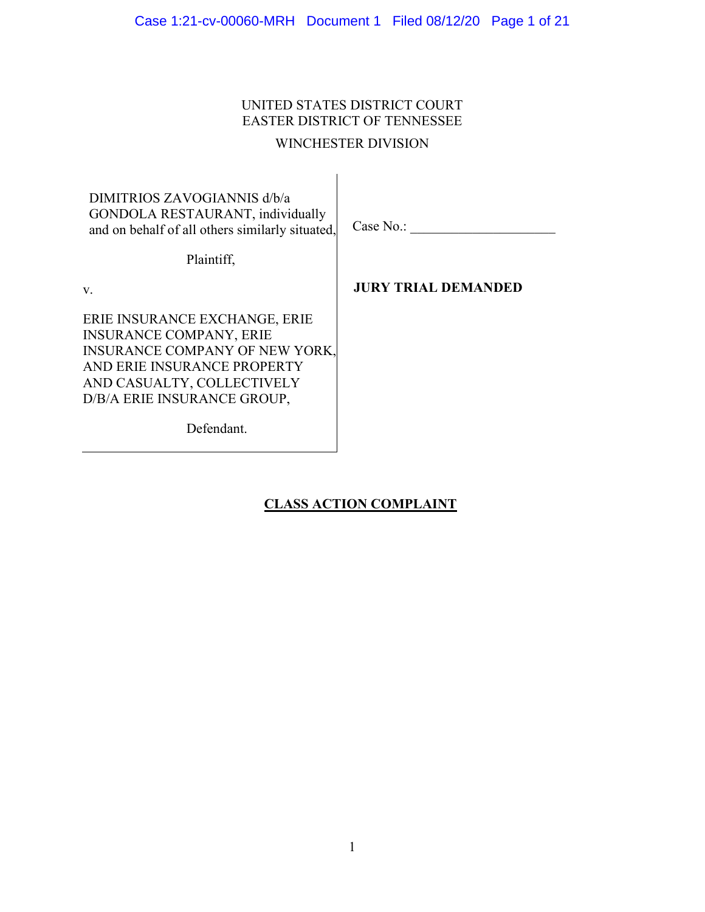UNITED STATES DISTRICT COURT
EASTER DISTRICT OF TENNESSEE
WINCHESTER DIVISION

DIMITRIOS ZAVOGIANNIS d/b/a GONDOLA RESTAURANT, individually and on behalf of all others similarly situated,

Plaintiff,

v.

ERIE INSURANCE EXCHANGE, ERIE INSURANCE COMPANY, ERIE INSURANCE COMPANY OF NEW YORK, AND ERIE INSURANCE PROPERTY AND CASUALTY, COLLECTIVELY D/B/A ERIE INSURANCE GROUP,

Defendant.

Case No.: ____________________

**JURY TRIAL DEMANDED**

# CLASS ACTION COMPLAINT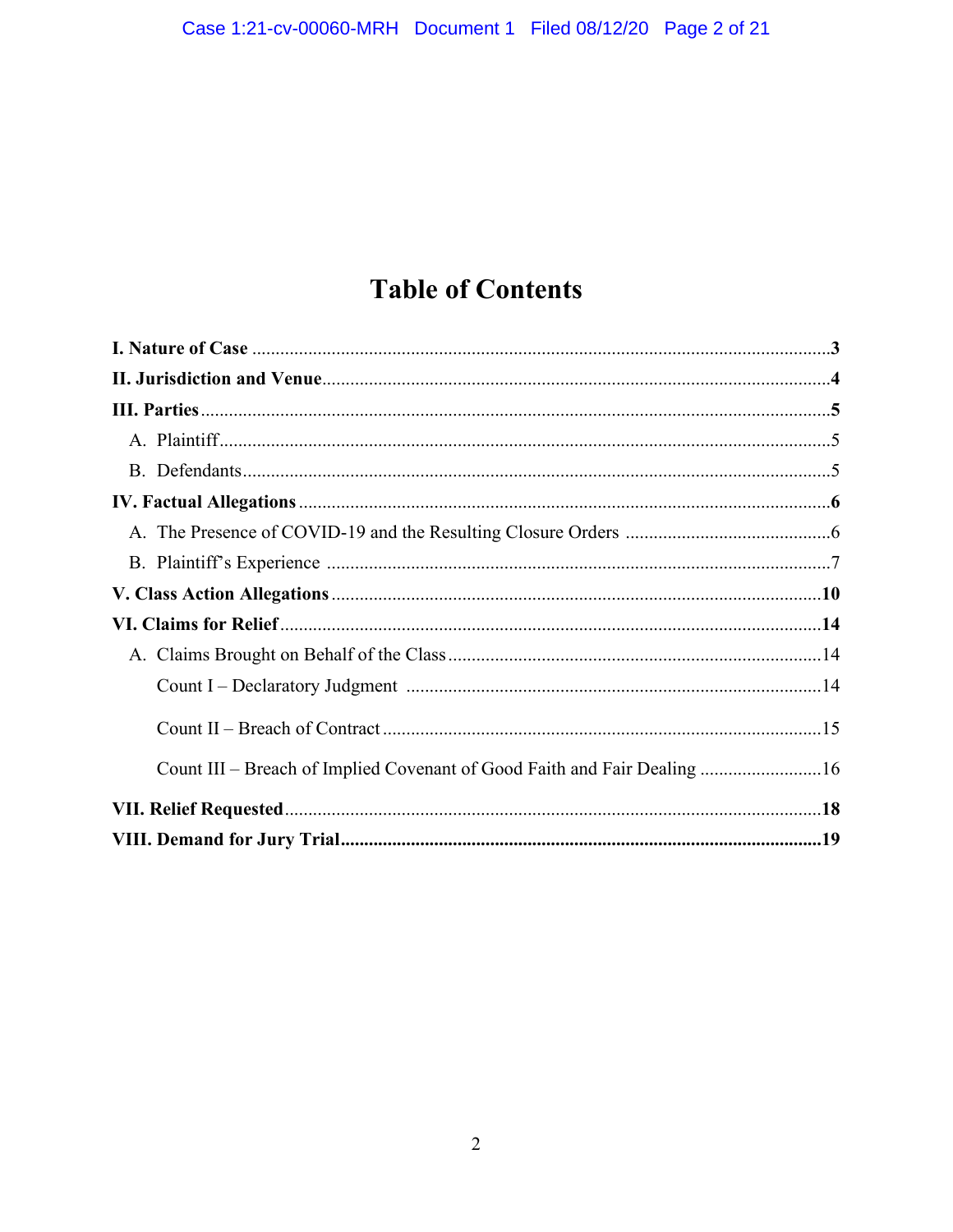# Table of Contents

**I. Nature of Case** ........................................................................................................3

**II. Jurisdiction and Venue**...........................................................................................4

**III. Parties**.................................................................................................................5

A. Plaintiff.................................................................................................................5

B. Defendants.............................................................................................................5

**IV. Factual Allegations**................................................................................................6

A. The Presence of COVID-19 and the Resulting Closure Orders ..........................................6

B. Plaintiff's Experience ...............................................................................................7

**V. Class Action Allegations**..........................................................................................10

**VI. Claims for Relief**...................................................................................................14

A. Claims Brought on Behalf of the Class.......................................................................14

Count I – Declaratory Judgment ..................................................................................14

Count II – Breach of Contract.......................................................................................15

Count III – Breach of Implied Covenant of Good Faith and Fair Dealing ...........................16

**VII. Relief Requested**..................................................................................................18

**VIII. Demand for Jury Trial**.........................................................................................19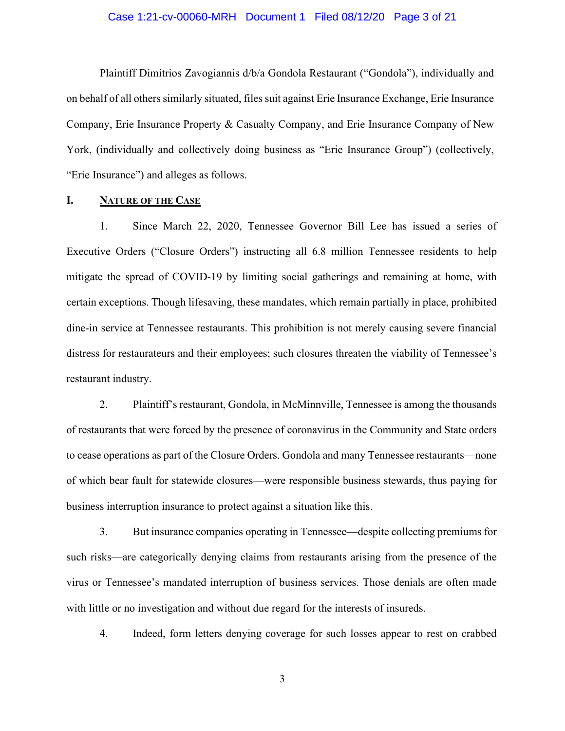Plaintiff Dimitrios Zavogiannis d/b/a Gondola Restaurant ("Gondola"), individually and on behalf of all others similarly situated, files suit against Erie Insurance Exchange, Erie Insurance Company, Erie Insurance Property & Casualty Company, and Erie Insurance Company of New York, (individually and collectively doing business as "Erie Insurance Group") (collectively, "Erie Insurance") and alleges as follows.

## I. <u>NATURE OF THE CASE</u>

1. Since March 22, 2020, Tennessee Governor Bill Lee has issued a series of Executive Orders ("Closure Orders") instructing all 6.8 million Tennessee residents to help mitigate the spread of COVID-19 by limiting social gatherings and remaining at home, with certain exceptions. Though lifesaving, these mandates, which remain partially in place, prohibited dine-in service at Tennessee restaurants. This prohibition is not merely causing severe financial distress for restaurateurs and their employees; such closures threaten the viability of Tennessee's restaurant industry.

2. Plaintiff's restaurant, Gondola, in McMinnville, Tennessee is among the thousands of restaurants that were forced by the presence of coronavirus in the Community and State orders to cease operations as part of the Closure Orders. Gondola and many Tennessee restaurants—none of which bear fault for statewide closures—were responsible business stewards, thus paying for business interruption insurance to protect against a situation like this.

3. But insurance companies operating in Tennessee—despite collecting premiums for such risks—are categorically denying claims from restaurants arising from the presence of the virus or Tennessee's mandated interruption of business services. Those denials are often made with little or no investigation and without due regard for the interests of insureds.

4. Indeed, form letters denying coverage for such losses appear to rest on crabbed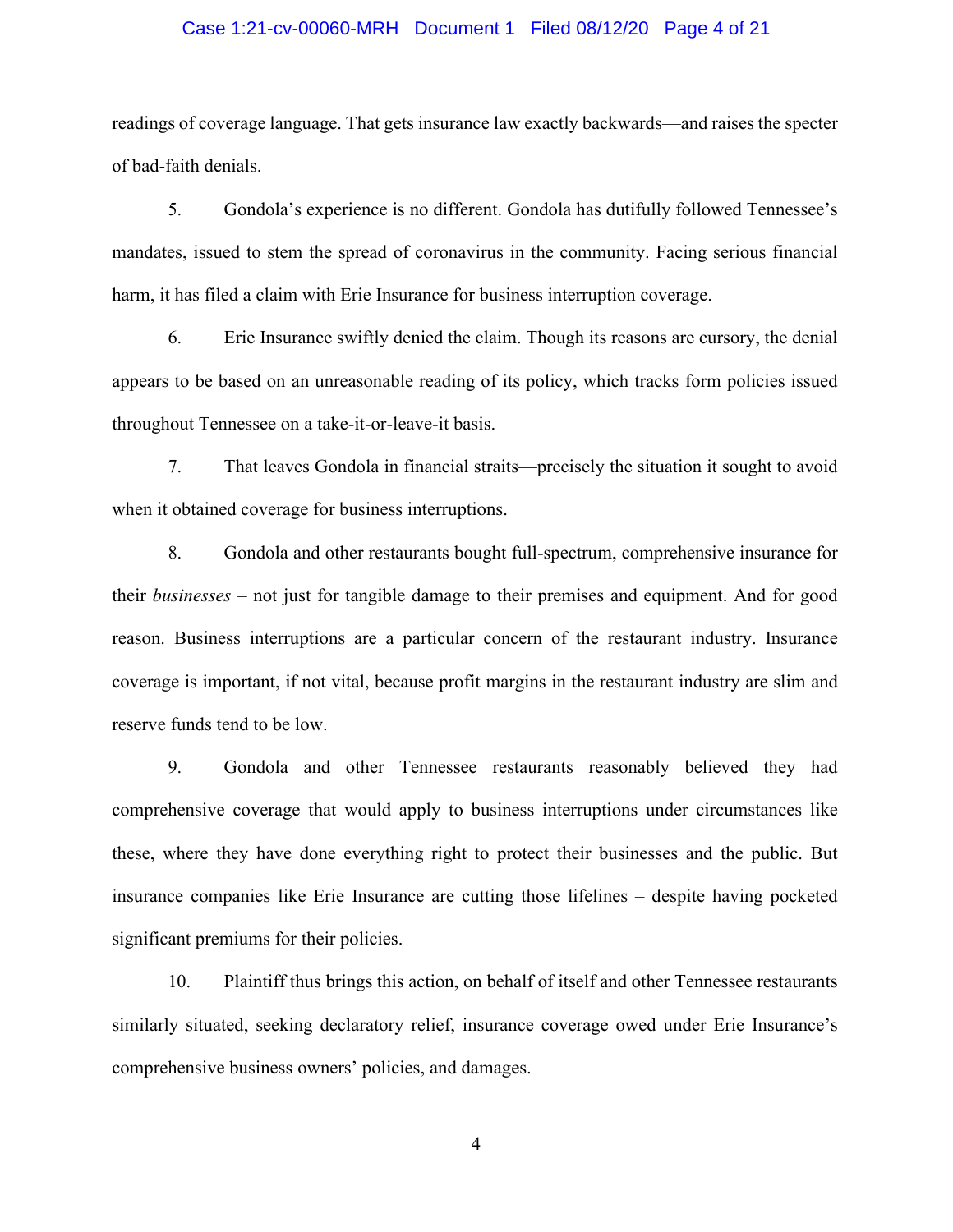readings of coverage language. That gets insurance law exactly backwards—and raises the specter of bad-faith denials.

5. Gondola's experience is no different. Gondola has dutifully followed Tennessee's mandates, issued to stem the spread of coronavirus in the community. Facing serious financial harm, it has filed a claim with Erie Insurance for business interruption coverage.

6. Erie Insurance swiftly denied the claim. Though its reasons are cursory, the denial appears to be based on an unreasonable reading of its policy, which tracks form policies issued throughout Tennessee on a take-it-or-leave-it basis.

7. That leaves Gondola in financial straits—precisely the situation it sought to avoid when it obtained coverage for business interruptions.

8. Gondola and other restaurants bought full-spectrum, comprehensive insurance for their *businesses* – not just for tangible damage to their premises and equipment. And for good reason. Business interruptions are a particular concern of the restaurant industry. Insurance coverage is important, if not vital, because profit margins in the restaurant industry are slim and reserve funds tend to be low.

9. Gondola and other Tennessee restaurants reasonably believed they had comprehensive coverage that would apply to business interruptions under circumstances like these, where they have done everything right to protect their businesses and the public. But insurance companies like Erie Insurance are cutting those lifelines – despite having pocketed significant premiums for their policies.

10. Plaintiff thus brings this action, on behalf of itself and other Tennessee restaurants similarly situated, seeking declaratory relief, insurance coverage owed under Erie Insurance's comprehensive business owners' policies, and damages.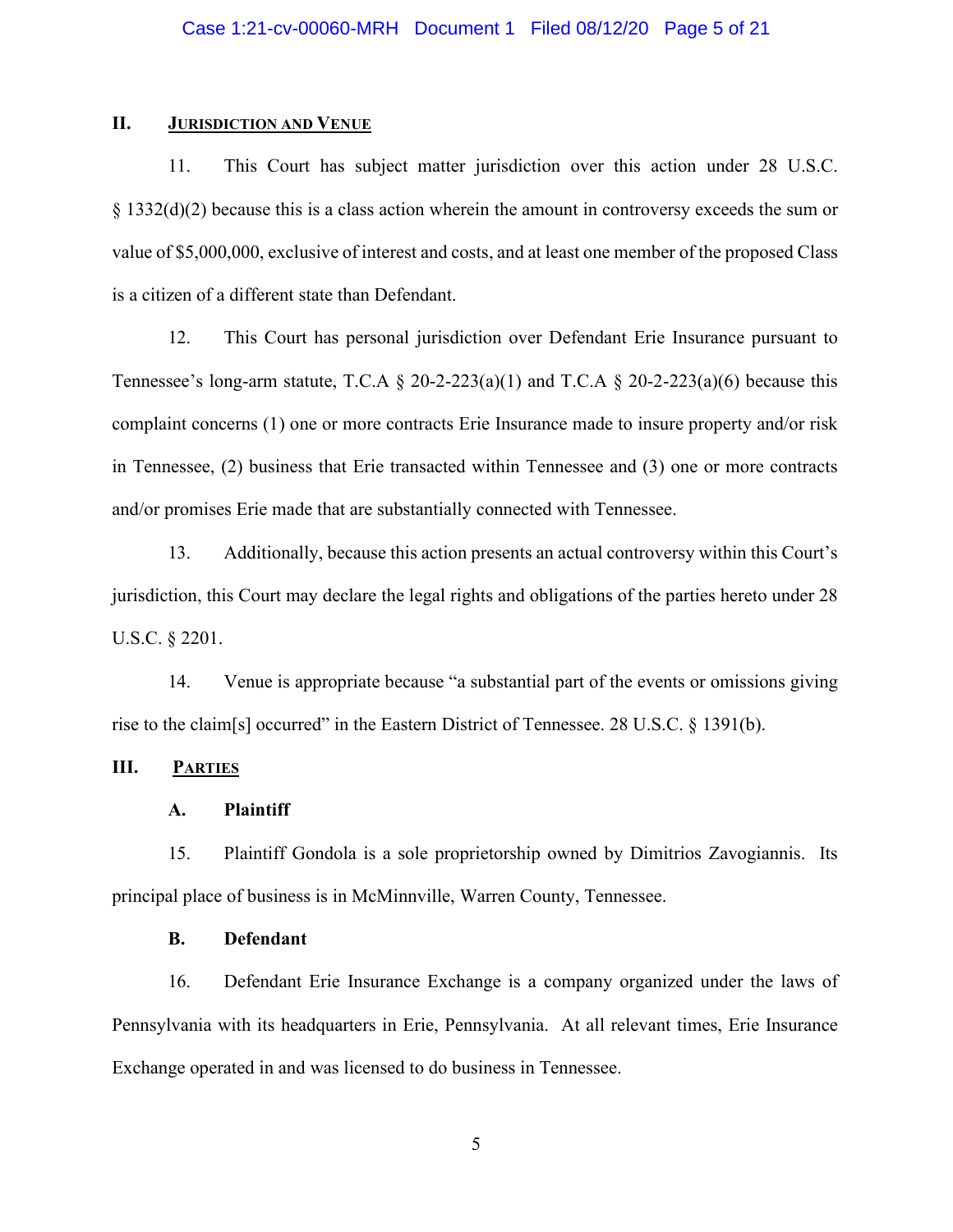## II. JURISDICTION AND VENUE

11. This Court has subject matter jurisdiction over this action under 28 U.S.C. § 1332(d)(2) because this is a class action wherein the amount in controversy exceeds the sum or value of $5,000,000, exclusive of interest and costs, and at least one member of the proposed Class is a citizen of a different state than Defendant.

12. This Court has personal jurisdiction over Defendant Erie Insurance pursuant to Tennessee's long-arm statute, T.C.A § 20-2-223(a)(1) and T.C.A § 20-2-223(a)(6) because this complaint concerns (1) one or more contracts Erie Insurance made to insure property and/or risk in Tennessee, (2) business that Erie transacted within Tennessee and (3) one or more contracts and/or promises Erie made that are substantially connected with Tennessee.

13. Additionally, because this action presents an actual controversy within this Court's jurisdiction, this Court may declare the legal rights and obligations of the parties hereto under 28 U.S.C. § 2201.

14. Venue is appropriate because "a substantial part of the events or omissions giving rise to the claim[s] occurred" in the Eastern District of Tennessee. 28 U.S.C. § 1391(b).

## III. PARTIES

### A. Plaintiff

15. Plaintiff Gondola is a sole proprietorship owned by Dimitrios Zavogiannis. Its principal place of business is in McMinnville, Warren County, Tennessee.

### B. Defendant

16. Defendant Erie Insurance Exchange is a company organized under the laws of Pennsylvania with its headquarters in Erie, Pennsylvania. At all relevant times, Erie Insurance Exchange operated in and was licensed to do business in Tennessee.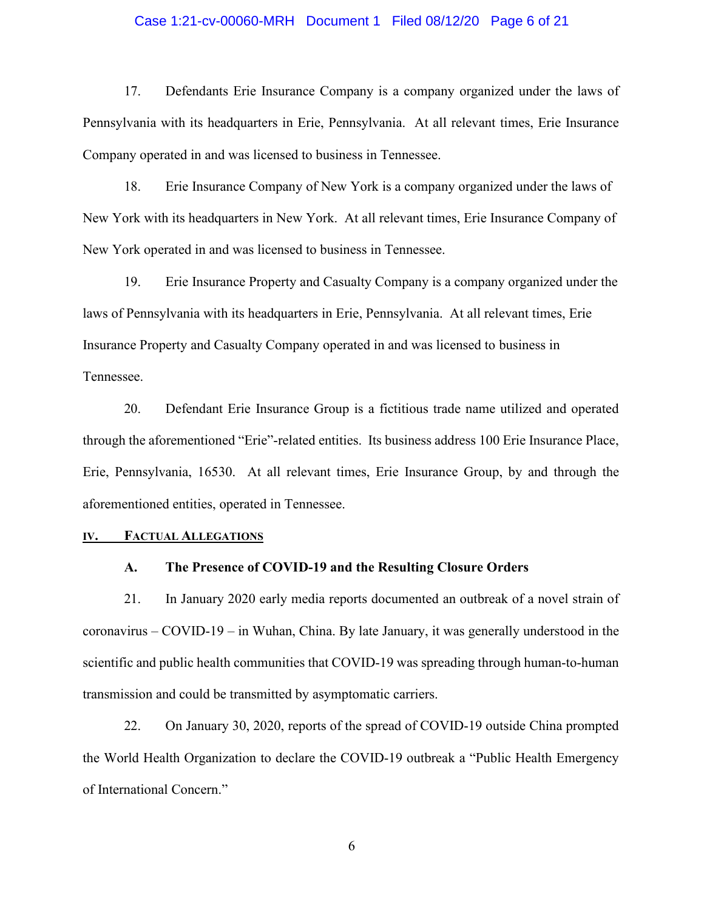17. Defendants Erie Insurance Company is a company organized under the laws of Pennsylvania with its headquarters in Erie, Pennsylvania. At all relevant times, Erie Insurance Company operated in and was licensed to business in Tennessee.

18. Erie Insurance Company of New York is a company organized under the laws of New York with its headquarters in New York. At all relevant times, Erie Insurance Company of New York operated in and was licensed to business in Tennessee.

19. Erie Insurance Property and Casualty Company is a company organized under the laws of Pennsylvania with its headquarters in Erie, Pennsylvania. At all relevant times, Erie Insurance Property and Casualty Company operated in and was licensed to business in Tennessee.

20. Defendant Erie Insurance Group is a fictitious trade name utilized and operated through the aforementioned "Erie"-related entities. Its business address 100 Erie Insurance Place, Erie, Pennsylvania, 16530. At all relevant times, Erie Insurance Group, by and through the aforementioned entities, operated in Tennessee.

## IV. FACTUAL ALLEGATIONS

### A. The Presence of COVID-19 and the Resulting Closure Orders

21. In January 2020 early media reports documented an outbreak of a novel strain of coronavirus – COVID-19 – in Wuhan, China. By late January, it was generally understood in the scientific and public health communities that COVID-19 was spreading through human-to-human transmission and could be transmitted by asymptomatic carriers.

22. On January 30, 2020, reports of the spread of COVID-19 outside China prompted the World Health Organization to declare the COVID-19 outbreak a "Public Health Emergency of International Concern."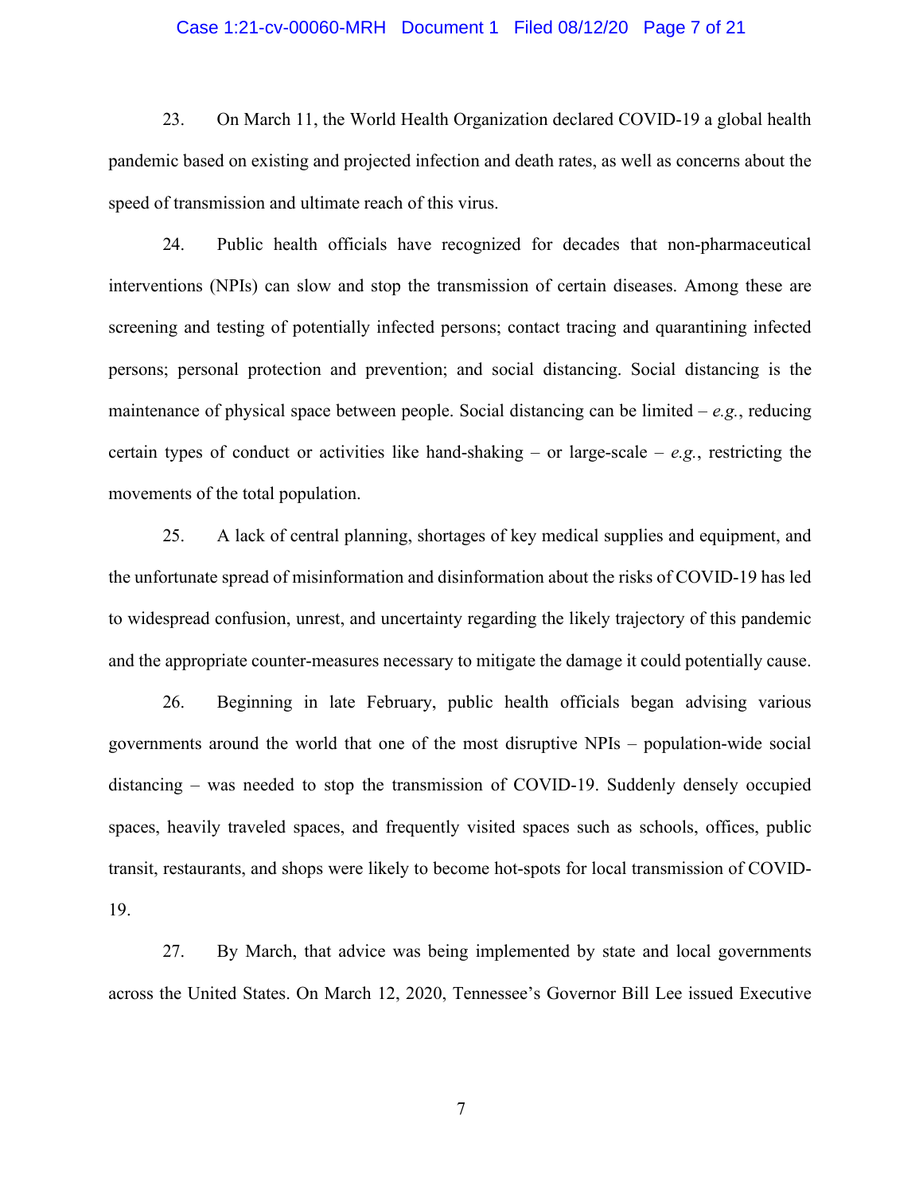23. On March 11, the World Health Organization declared COVID-19 a global health pandemic based on existing and projected infection and death rates, as well as concerns about the speed of transmission and ultimate reach of this virus.

24. Public health officials have recognized for decades that non-pharmaceutical interventions (NPIs) can slow and stop the transmission of certain diseases. Among these are screening and testing of potentially infected persons; contact tracing and quarantining infected persons; personal protection and prevention; and social distancing. Social distancing is the maintenance of physical space between people. Social distancing can be limited – *e.g.*, reducing certain types of conduct or activities like hand-shaking – or large-scale – *e.g.*, restricting the movements of the total population.

25. A lack of central planning, shortages of key medical supplies and equipment, and the unfortunate spread of misinformation and disinformation about the risks of COVID-19 has led to widespread confusion, unrest, and uncertainty regarding the likely trajectory of this pandemic and the appropriate counter-measures necessary to mitigate the damage it could potentially cause.

26. Beginning in late February, public health officials began advising various governments around the world that one of the most disruptive NPIs – population-wide social distancing – was needed to stop the transmission of COVID-19. Suddenly densely occupied spaces, heavily traveled spaces, and frequently visited spaces such as schools, offices, public transit, restaurants, and shops were likely to become hot-spots for local transmission of COVID-19.

27. By March, that advice was being implemented by state and local governments across the United States. On March 12, 2020, Tennessee's Governor Bill Lee issued Executive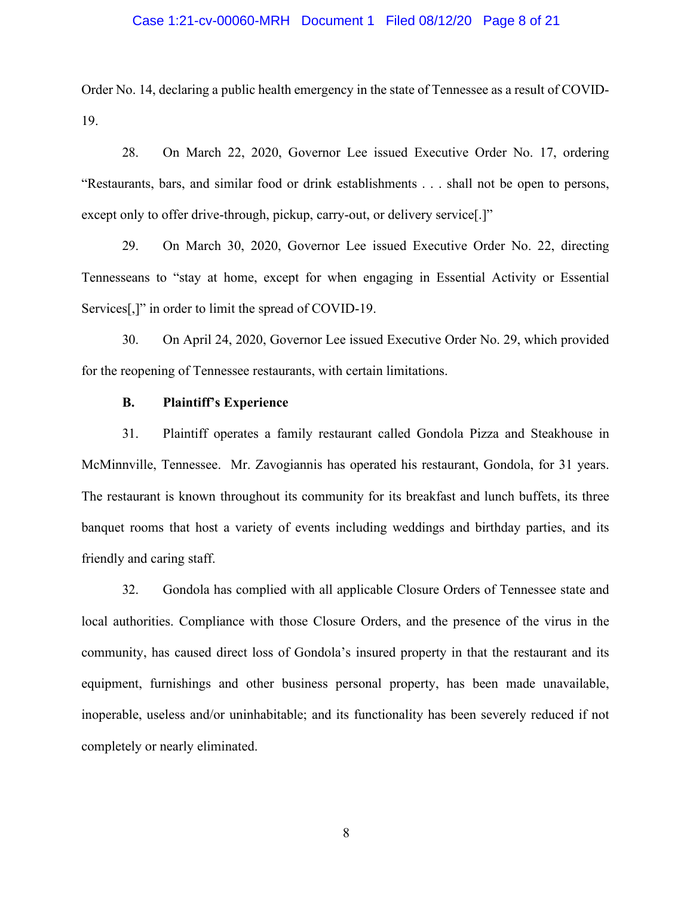Order No. 14, declaring a public health emergency in the state of Tennessee as a result of COVID-19.

28. On March 22, 2020, Governor Lee issued Executive Order No. 17, ordering "Restaurants, bars, and similar food or drink establishments . . . shall not be open to persons, except only to offer drive-through, pickup, carry-out, or delivery service[.]"

29. On March 30, 2020, Governor Lee issued Executive Order No. 22, directing Tennesseans to "stay at home, except for when engaging in Essential Activity or Essential Services[,]" in order to limit the spread of COVID-19.

30. On April 24, 2020, Governor Lee issued Executive Order No. 29, which provided for the reopening of Tennessee restaurants, with certain limitations.

**B. Plaintiff's Experience**

31. Plaintiff operates a family restaurant called Gondola Pizza and Steakhouse in McMinnville, Tennessee. Mr. Zavogiannis has operated his restaurant, Gondola, for 31 years. The restaurant is known throughout its community for its breakfast and lunch buffets, its three banquet rooms that host a variety of events including weddings and birthday parties, and its friendly and caring staff.

32. Gondola has complied with all applicable Closure Orders of Tennessee state and local authorities. Compliance with those Closure Orders, and the presence of the virus in the community, has caused direct loss of Gondola's insured property in that the restaurant and its equipment, furnishings and other business personal property, has been made unavailable, inoperable, useless and/or uninhabitable; and its functionality has been severely reduced if not completely or nearly eliminated.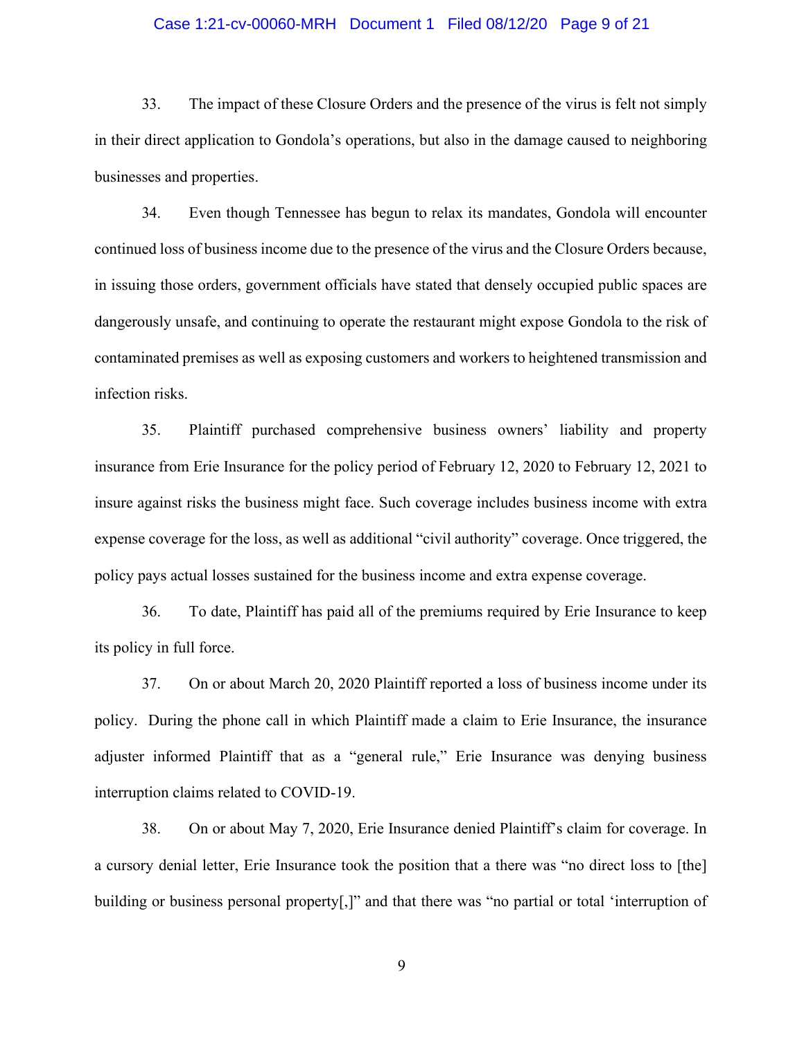33. The impact of these Closure Orders and the presence of the virus is felt not simply in their direct application to Gondola's operations, but also in the damage caused to neighboring businesses and properties.

34. Even though Tennessee has begun to relax its mandates, Gondola will encounter continued loss of business income due to the presence of the virus and the Closure Orders because, in issuing those orders, government officials have stated that densely occupied public spaces are dangerously unsafe, and continuing to operate the restaurant might expose Gondola to the risk of contaminated premises as well as exposing customers and workers to heightened transmission and infection risks.

35. Plaintiff purchased comprehensive business owners' liability and property insurance from Erie Insurance for the policy period of February 12, 2020 to February 12, 2021 to insure against risks the business might face. Such coverage includes business income with extra expense coverage for the loss, as well as additional "civil authority" coverage. Once triggered, the policy pays actual losses sustained for the business income and extra expense coverage.

36. To date, Plaintiff has paid all of the premiums required by Erie Insurance to keep its policy in full force.

37. On or about March 20, 2020 Plaintiff reported a loss of business income under its policy. During the phone call in which Plaintiff made a claim to Erie Insurance, the insurance adjuster informed Plaintiff that as a "general rule," Erie Insurance was denying business interruption claims related to COVID-19.

38. On or about May 7, 2020, Erie Insurance denied Plaintiff's claim for coverage. In a cursory denial letter, Erie Insurance took the position that a there was "no direct loss to [the] building or business personal property[,]" and that there was "no partial or total 'interruption of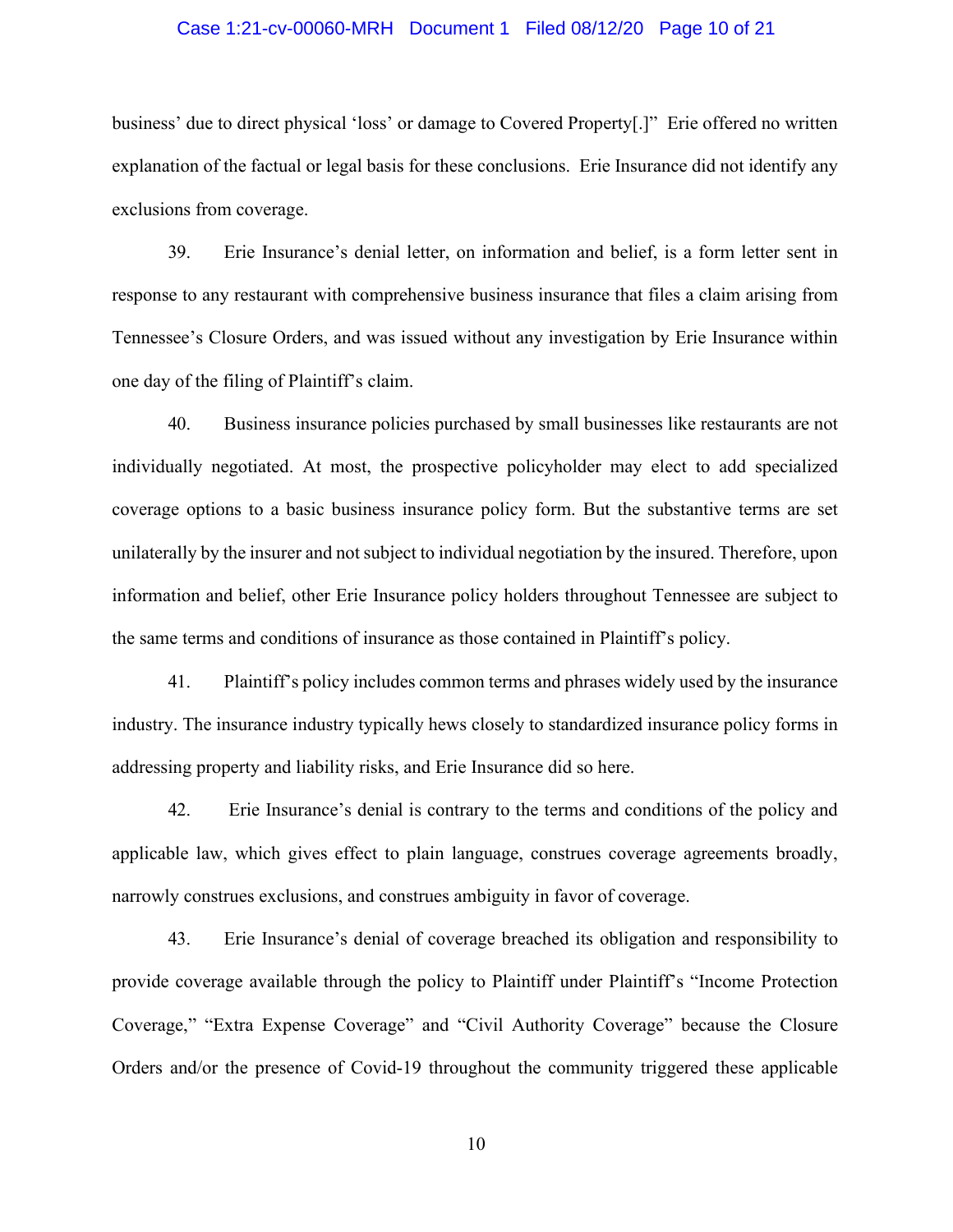business' due to direct physical 'loss' or damage to Covered Property[.]" Erie offered no written explanation of the factual or legal basis for these conclusions. Erie Insurance did not identify any exclusions from coverage.

39. Erie Insurance's denial letter, on information and belief, is a form letter sent in response to any restaurant with comprehensive business insurance that files a claim arising from Tennessee's Closure Orders, and was issued without any investigation by Erie Insurance within one day of the filing of Plaintiff's claim.

40. Business insurance policies purchased by small businesses like restaurants are not individually negotiated. At most, the prospective policyholder may elect to add specialized coverage options to a basic business insurance policy form. But the substantive terms are set unilaterally by the insurer and not subject to individual negotiation by the insured. Therefore, upon information and belief, other Erie Insurance policy holders throughout Tennessee are subject to the same terms and conditions of insurance as those contained in Plaintiff's policy.

41. Plaintiff's policy includes common terms and phrases widely used by the insurance industry. The insurance industry typically hews closely to standardized insurance policy forms in addressing property and liability risks, and Erie Insurance did so here.

42. Erie Insurance's denial is contrary to the terms and conditions of the policy and applicable law, which gives effect to plain language, construes coverage agreements broadly, narrowly construes exclusions, and construes ambiguity in favor of coverage.

43. Erie Insurance's denial of coverage breached its obligation and responsibility to provide coverage available through the policy to Plaintiff under Plaintiff's "Income Protection Coverage," "Extra Expense Coverage" and "Civil Authority Coverage" because the Closure Orders and/or the presence of Covid-19 throughout the community triggered these applicable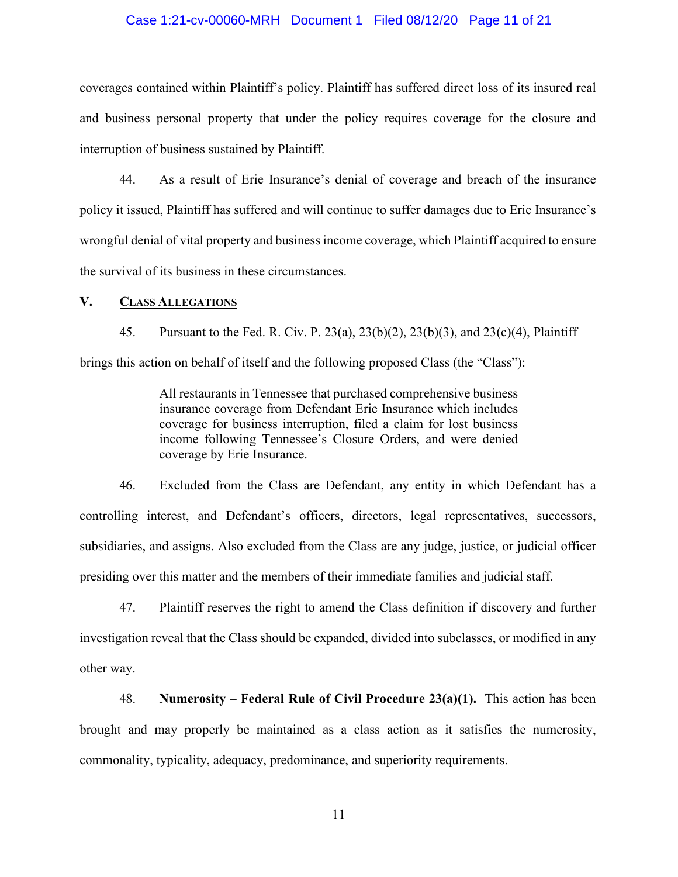coverages contained within Plaintiff's policy. Plaintiff has suffered direct loss of its insured real and business personal property that under the policy requires coverage for the closure and interruption of business sustained by Plaintiff.

44. As a result of Erie Insurance's denial of coverage and breach of the insurance policy it issued, Plaintiff has suffered and will continue to suffer damages due to Erie Insurance's wrongful denial of vital property and business income coverage, which Plaintiff acquired to ensure the survival of its business in these circumstances.

## V. CLASS ALLEGATIONS

45. Pursuant to the Fed. R. Civ. P. 23(a), 23(b)(2), 23(b)(3), and 23(c)(4), Plaintiff brings this action on behalf of itself and the following proposed Class (the "Class"):

> All restaurants in Tennessee that purchased comprehensive business insurance coverage from Defendant Erie Insurance which includes coverage for business interruption, filed a claim for lost business income following Tennessee's Closure Orders, and were denied coverage by Erie Insurance.

46. Excluded from the Class are Defendant, any entity in which Defendant has a controlling interest, and Defendant's officers, directors, legal representatives, successors, subsidiaries, and assigns. Also excluded from the Class are any judge, justice, or judicial officer presiding over this matter and the members of their immediate families and judicial staff.

47. Plaintiff reserves the right to amend the Class definition if discovery and further investigation reveal that the Class should be expanded, divided into subclasses, or modified in any other way.

48. **Numerosity – Federal Rule of Civil Procedure 23(a)(1).** This action has been brought and may properly be maintained as a class action as it satisfies the numerosity, commonality, typicality, adequacy, predominance, and superiority requirements.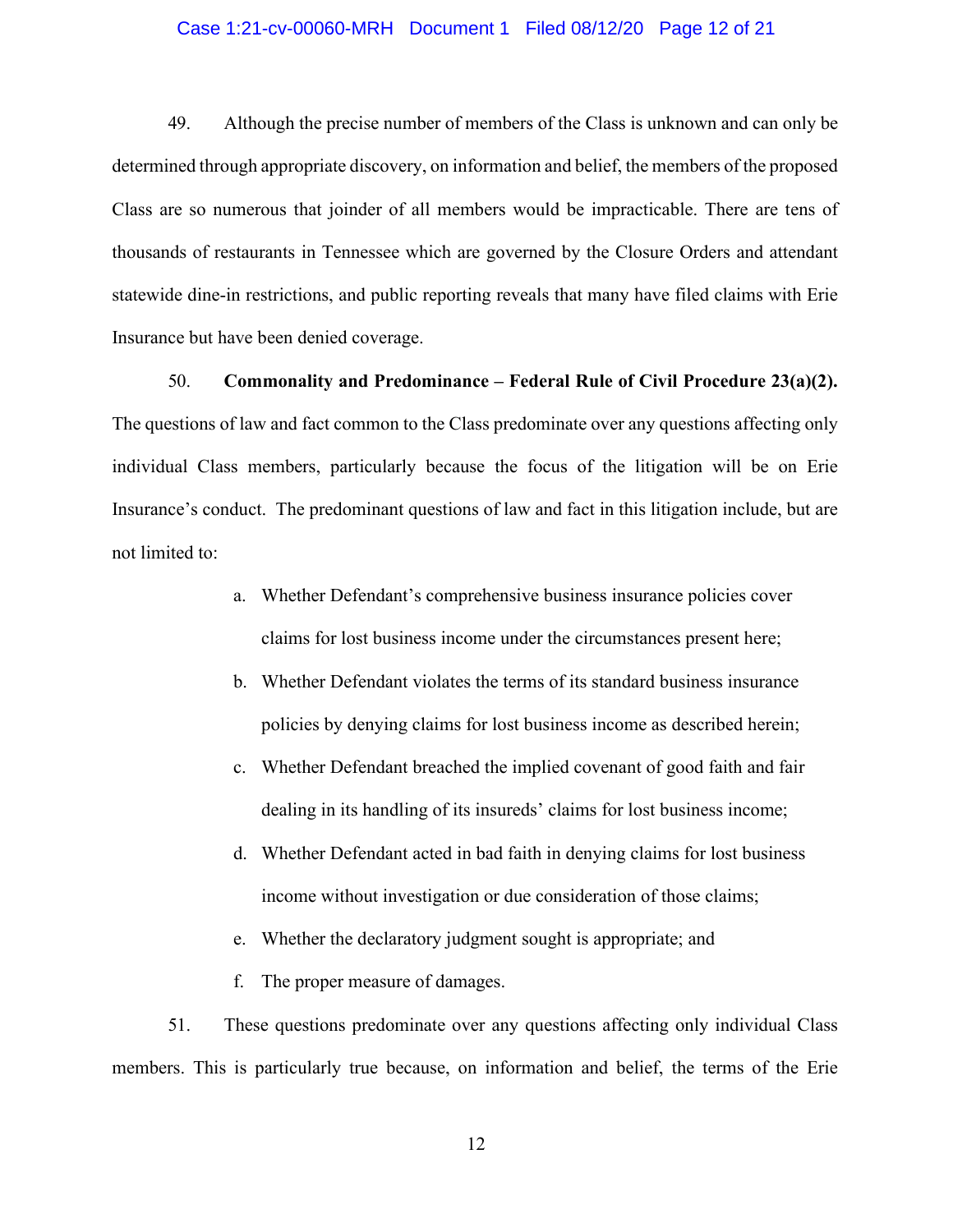49. Although the precise number of members of the Class is unknown and can only be determined through appropriate discovery, on information and belief, the members of the proposed Class are so numerous that joinder of all members would be impracticable. There are tens of thousands of restaurants in Tennessee which are governed by the Closure Orders and attendant statewide dine-in restrictions, and public reporting reveals that many have filed claims with Erie Insurance but have been denied coverage.

50. **Commonality and Predominance – Federal Rule of Civil Procedure 23(a)(2).** The questions of law and fact common to the Class predominate over any questions affecting only individual Class members, particularly because the focus of the litigation will be on Erie Insurance's conduct. The predominant questions of law and fact in this litigation include, but are not limited to:

a. Whether Defendant's comprehensive business insurance policies cover claims for lost business income under the circumstances present here;

b. Whether Defendant violates the terms of its standard business insurance policies by denying claims for lost business income as described herein;

c. Whether Defendant breached the implied covenant of good faith and fair dealing in its handling of its insureds' claims for lost business income;

d. Whether Defendant acted in bad faith in denying claims for lost business income without investigation or due consideration of those claims;

e. Whether the declaratory judgment sought is appropriate; and

f. The proper measure of damages.

51. These questions predominate over any questions affecting only individual Class members. This is particularly true because, on information and belief, the terms of the Erie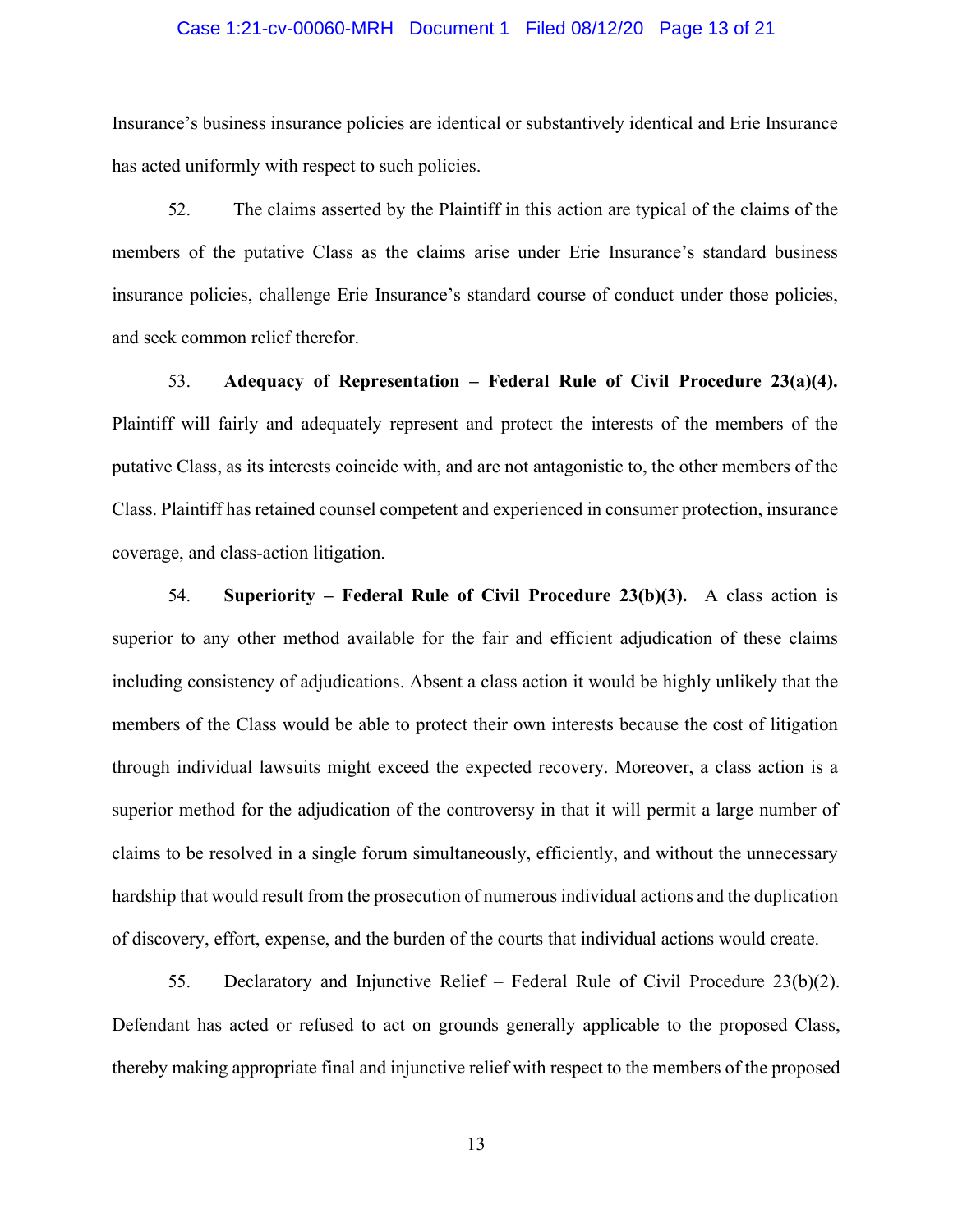Insurance's business insurance policies are identical or substantively identical and Erie Insurance has acted uniformly with respect to such policies.

52. The claims asserted by the Plaintiff in this action are typical of the claims of the members of the putative Class as the claims arise under Erie Insurance's standard business insurance policies, challenge Erie Insurance's standard course of conduct under those policies, and seek common relief therefor.

53. **Adequacy of Representation – Federal Rule of Civil Procedure 23(a)(4).** Plaintiff will fairly and adequately represent and protect the interests of the members of the putative Class, as its interests coincide with, and are not antagonistic to, the other members of the Class. Plaintiff has retained counsel competent and experienced in consumer protection, insurance coverage, and class-action litigation.

54. **Superiority – Federal Rule of Civil Procedure 23(b)(3).** A class action is superior to any other method available for the fair and efficient adjudication of these claims including consistency of adjudications. Absent a class action it would be highly unlikely that the members of the Class would be able to protect their own interests because the cost of litigation through individual lawsuits might exceed the expected recovery. Moreover, a class action is a superior method for the adjudication of the controversy in that it will permit a large number of claims to be resolved in a single forum simultaneously, efficiently, and without the unnecessary hardship that would result from the prosecution of numerous individual actions and the duplication of discovery, effort, expense, and the burden of the courts that individual actions would create.

55. Declaratory and Injunctive Relief – Federal Rule of Civil Procedure 23(b)(2). Defendant has acted or refused to act on grounds generally applicable to the proposed Class, thereby making appropriate final and injunctive relief with respect to the members of the proposed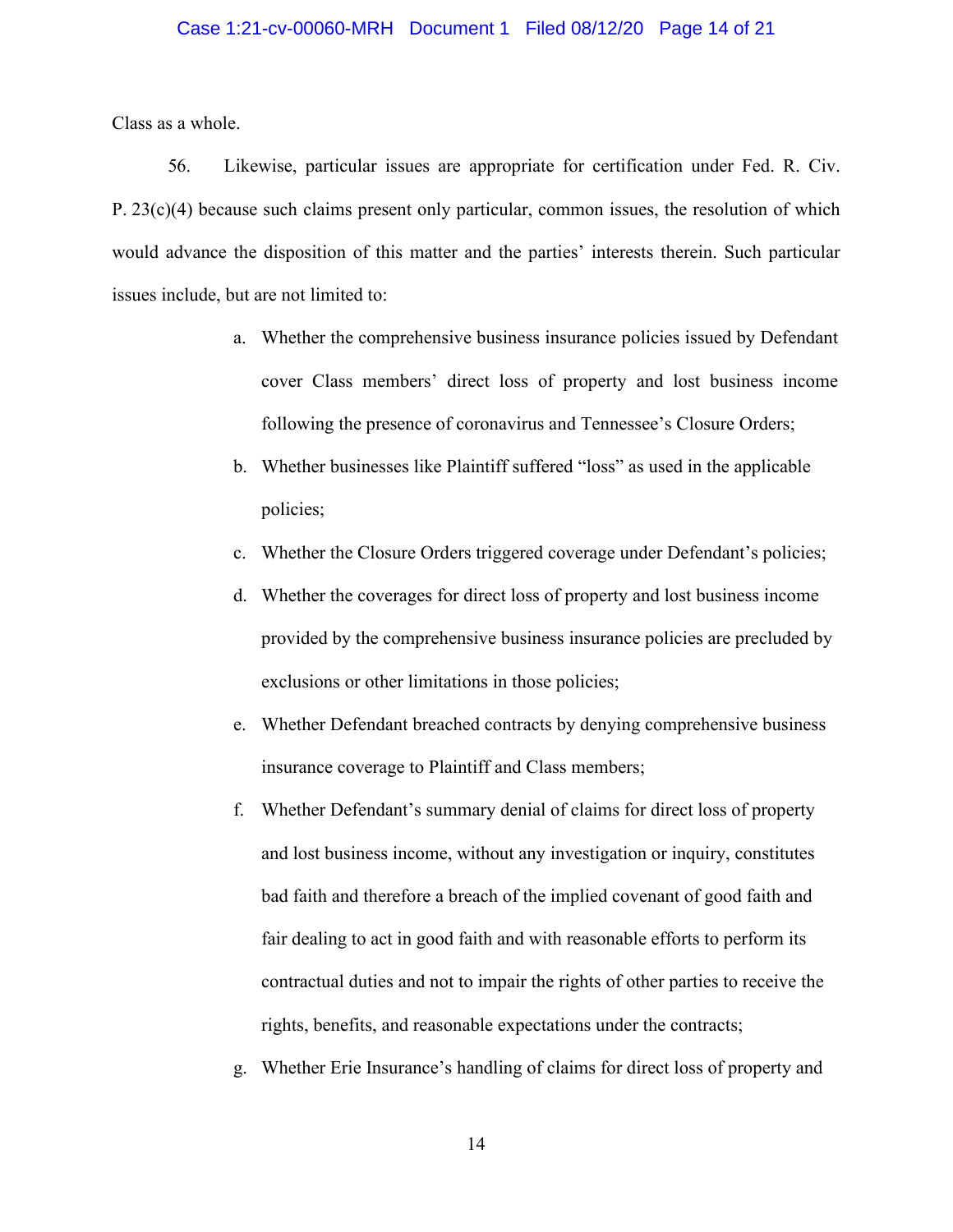Class as a whole.

56. Likewise, particular issues are appropriate for certification under Fed. R. Civ. P. 23(c)(4) because such claims present only particular, common issues, the resolution of which would advance the disposition of this matter and the parties' interests therein. Such particular issues include, but are not limited to:

a. Whether the comprehensive business insurance policies issued by Defendant cover Class members' direct loss of property and lost business income following the presence of coronavirus and Tennessee's Closure Orders;

b. Whether businesses like Plaintiff suffered "loss" as used in the applicable policies;

c. Whether the Closure Orders triggered coverage under Defendant's policies;

d. Whether the coverages for direct loss of property and lost business income provided by the comprehensive business insurance policies are precluded by exclusions or other limitations in those policies;

e. Whether Defendant breached contracts by denying comprehensive business insurance coverage to Plaintiff and Class members;

f. Whether Defendant's summary denial of claims for direct loss of property and lost business income, without any investigation or inquiry, constitutes bad faith and therefore a breach of the implied covenant of good faith and fair dealing to act in good faith and with reasonable efforts to perform its contractual duties and not to impair the rights of other parties to receive the rights, benefits, and reasonable expectations under the contracts;

g. Whether Erie Insurance's handling of claims for direct loss of property and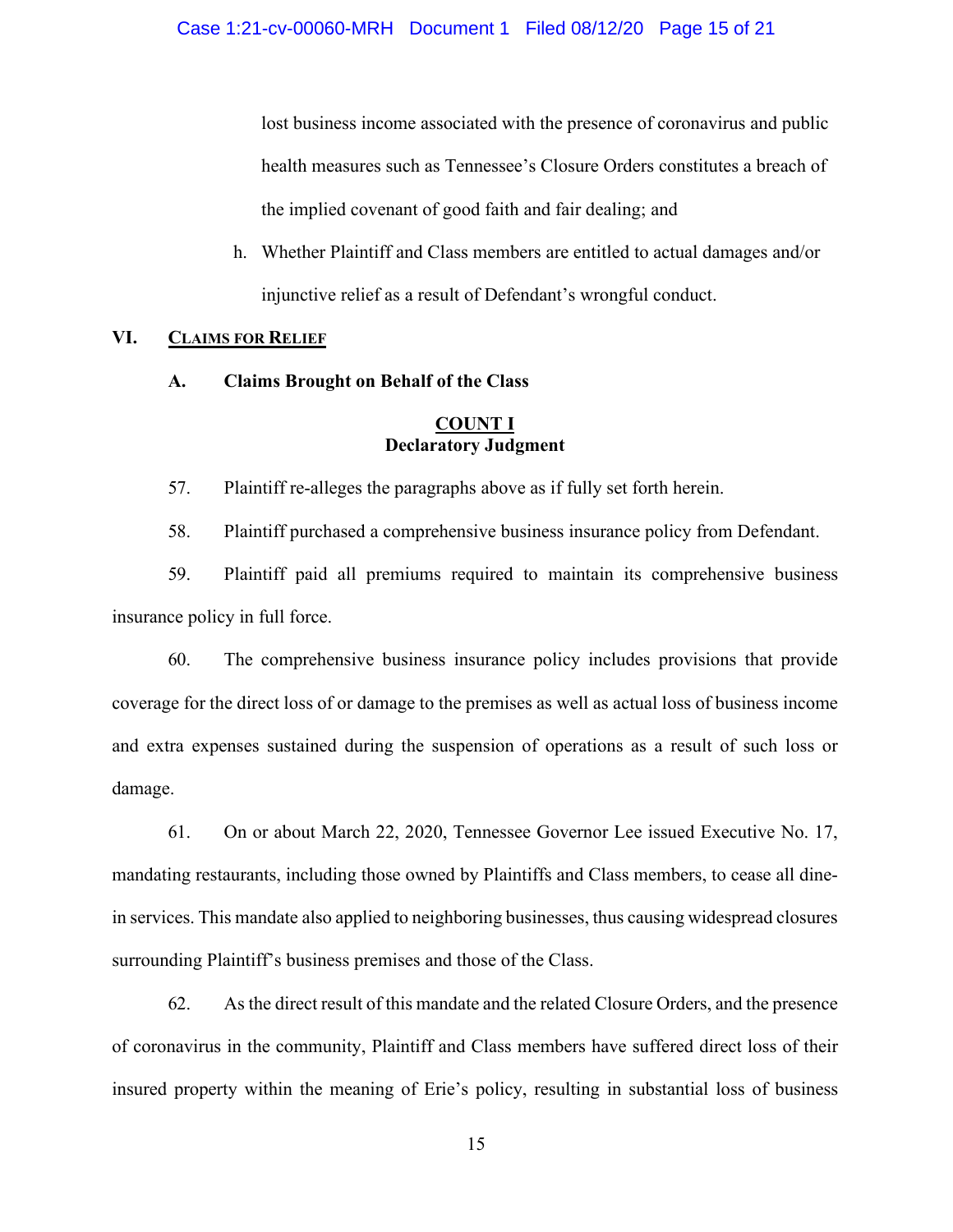lost business income associated with the presence of coronavirus and public health measures such as Tennessee's Closure Orders constitutes a breach of the implied covenant of good faith and fair dealing; and

h. Whether Plaintiff and Class members are entitled to actual damages and/or injunctive relief as a result of Defendant's wrongful conduct.

## VI. Claims for Relief

### A. Claims Brought on Behalf of the Class

**COUNT I**
**Declaratory Judgment**

57. Plaintiff re-alleges the paragraphs above as if fully set forth herein.

58. Plaintiff purchased a comprehensive business insurance policy from Defendant.

59. Plaintiff paid all premiums required to maintain its comprehensive business insurance policy in full force.

60. The comprehensive business insurance policy includes provisions that provide coverage for the direct loss of or damage to the premises as well as actual loss of business income and extra expenses sustained during the suspension of operations as a result of such loss or damage.

61. On or about March 22, 2020, Tennessee Governor Lee issued Executive No. 17, mandating restaurants, including those owned by Plaintiffs and Class members, to cease all dine-in services. This mandate also applied to neighboring businesses, thus causing widespread closures surrounding Plaintiff's business premises and those of the Class.

62. As the direct result of this mandate and the related Closure Orders, and the presence of coronavirus in the community, Plaintiff and Class members have suffered direct loss of their insured property within the meaning of Erie's policy, resulting in substantial loss of business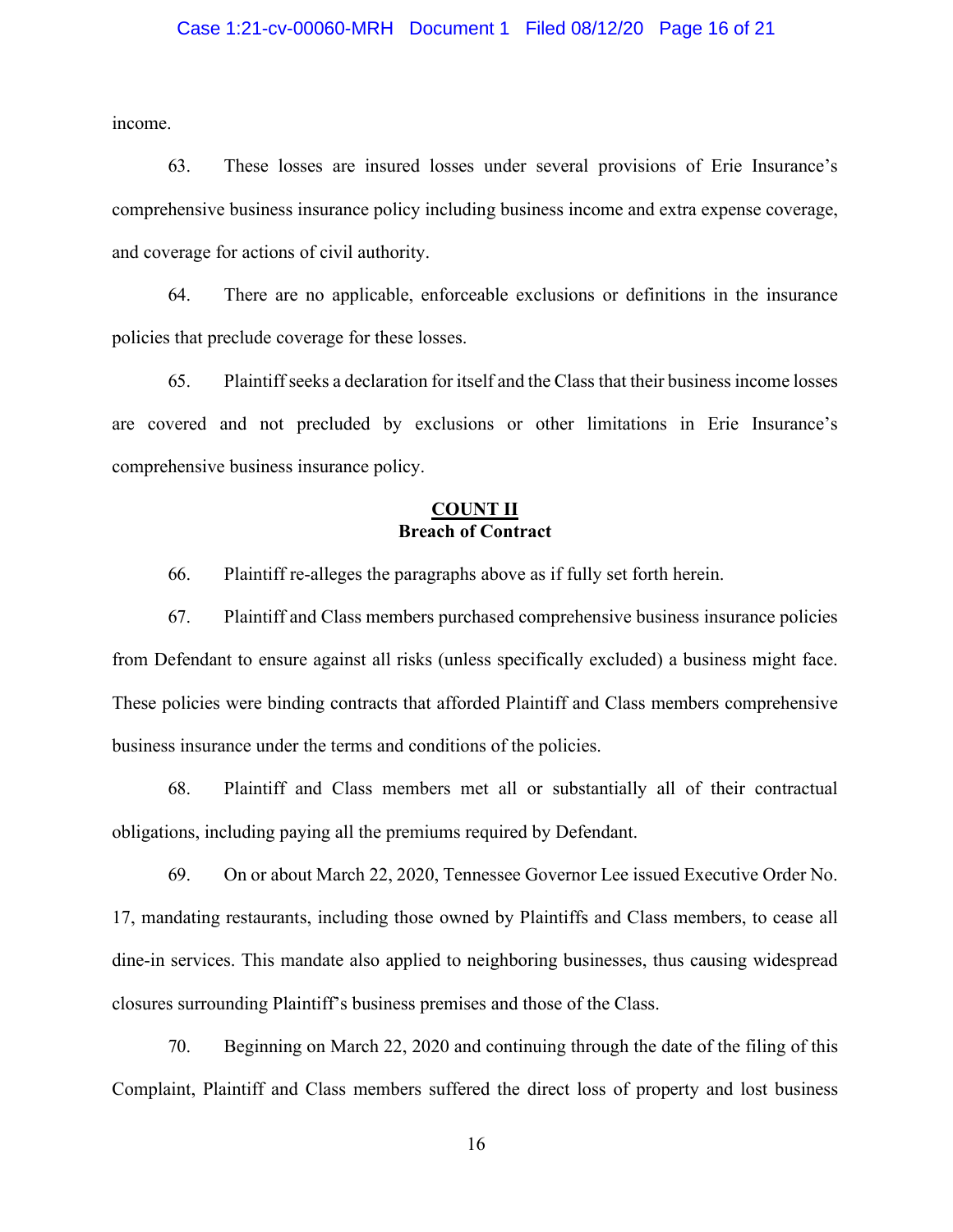income.

63. These losses are insured losses under several provisions of Erie Insurance's comprehensive business insurance policy including business income and extra expense coverage, and coverage for actions of civil authority.

64. There are no applicable, enforceable exclusions or definitions in the insurance policies that preclude coverage for these losses.

65. Plaintiff seeks a declaration for itself and the Class that their business income losses are covered and not precluded by exclusions or other limitations in Erie Insurance's comprehensive business insurance policy.

## COUNT II
**Breach of Contract**

66. Plaintiff re-alleges the paragraphs above as if fully set forth herein.

67. Plaintiff and Class members purchased comprehensive business insurance policies from Defendant to ensure against all risks (unless specifically excluded) a business might face. These policies were binding contracts that afforded Plaintiff and Class members comprehensive business insurance under the terms and conditions of the policies.

68. Plaintiff and Class members met all or substantially all of their contractual obligations, including paying all the premiums required by Defendant.

69. On or about March 22, 2020, Tennessee Governor Lee issued Executive Order No. 17, mandating restaurants, including those owned by Plaintiffs and Class members, to cease all dine-in services. This mandate also applied to neighboring businesses, thus causing widespread closures surrounding Plaintiff's business premises and those of the Class.

70. Beginning on March 22, 2020 and continuing through the date of the filing of this Complaint, Plaintiff and Class members suffered the direct loss of property and lost business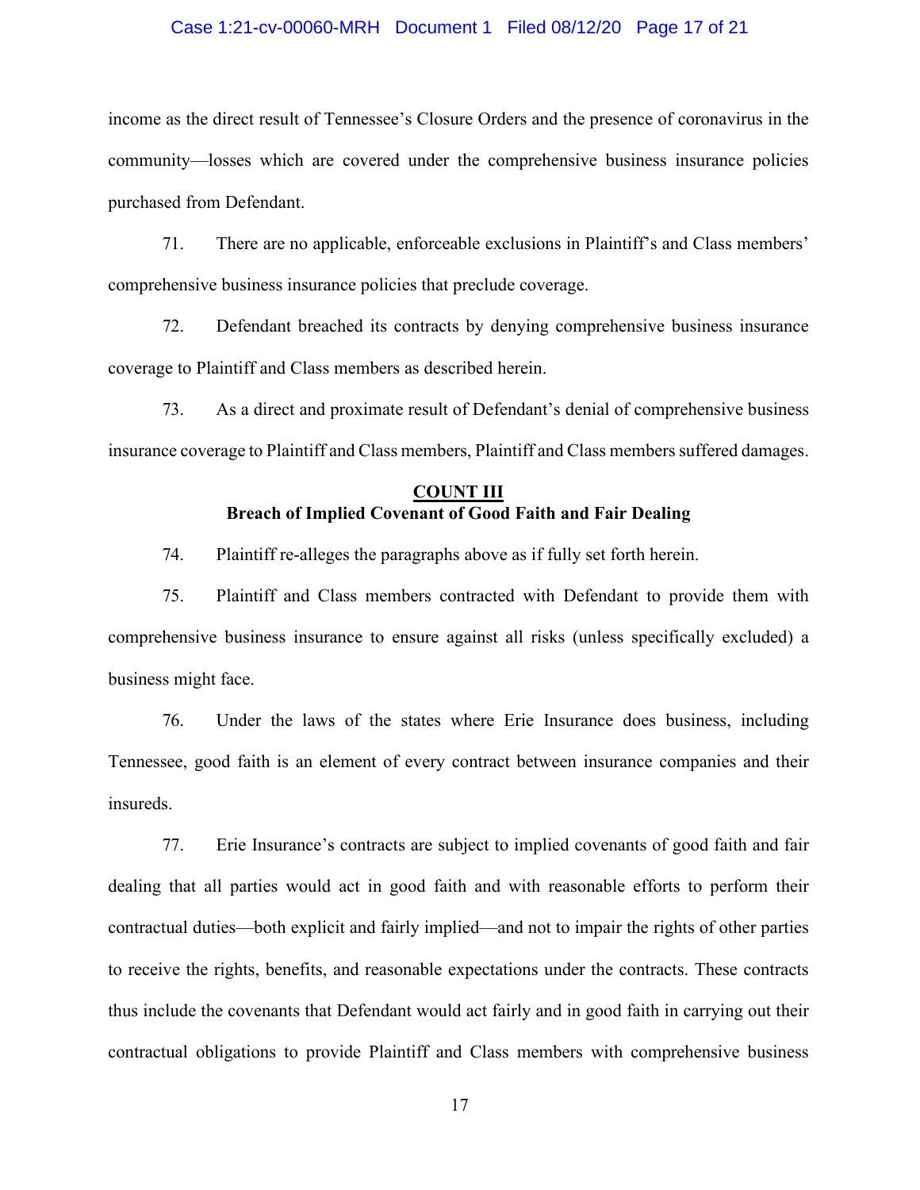income as the direct result of Tennessee's Closure Orders and the presence of coronavirus in the community—losses which are covered under the comprehensive business insurance policies purchased from Defendant.

71. There are no applicable, enforceable exclusions in Plaintiff's and Class members' comprehensive business insurance policies that preclude coverage.

72. Defendant breached its contracts by denying comprehensive business insurance coverage to Plaintiff and Class members as described herein.

73. As a direct and proximate result of Defendant's denial of comprehensive business insurance coverage to Plaintiff and Class members, Plaintiff and Class members suffered damages.

## COUNT III
### Breach of Implied Covenant of Good Faith and Fair Dealing

74. Plaintiff re-alleges the paragraphs above as if fully set forth herein.

75. Plaintiff and Class members contracted with Defendant to provide them with comprehensive business insurance to ensure against all risks (unless specifically excluded) a business might face.

76. Under the laws of the states where Erie Insurance does business, including Tennessee, good faith is an element of every contract between insurance companies and their insureds.

77. Erie Insurance's contracts are subject to implied covenants of good faith and fair dealing that all parties would act in good faith and with reasonable efforts to perform their contractual duties—both explicit and fairly implied—and not to impair the rights of other parties to receive the rights, benefits, and reasonable expectations under the contracts. These contracts thus include the covenants that Defendant would act fairly and in good faith in carrying out their contractual obligations to provide Plaintiff and Class members with comprehensive business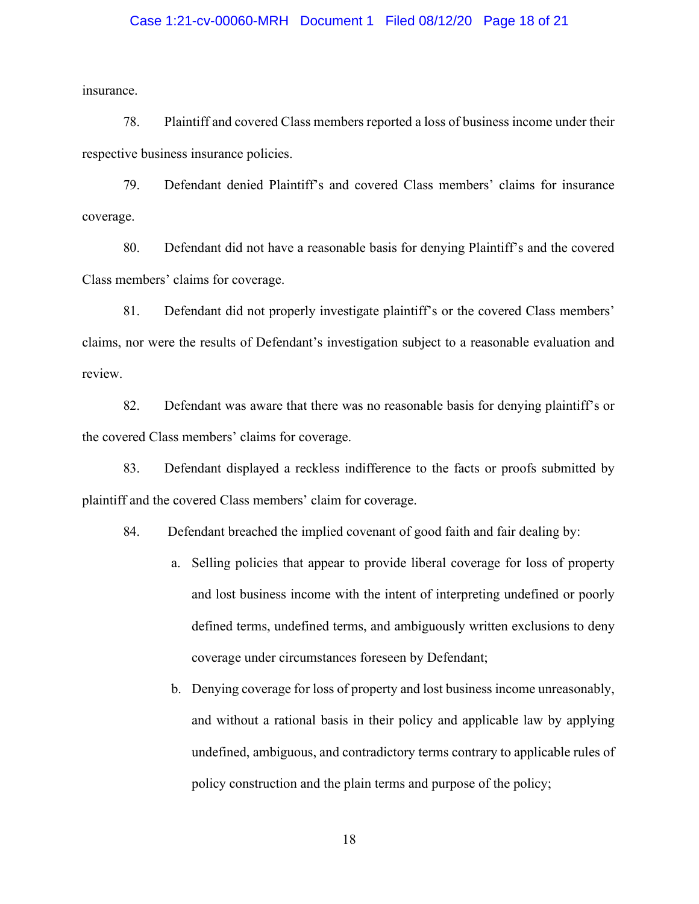insurance.

78. Plaintiff and covered Class members reported a loss of business income under their respective business insurance policies.

79. Defendant denied Plaintiff's and covered Class members' claims for insurance coverage.

80. Defendant did not have a reasonable basis for denying Plaintiff's and the covered Class members' claims for coverage.

81. Defendant did not properly investigate plaintiff's or the covered Class members' claims, nor were the results of Defendant's investigation subject to a reasonable evaluation and review.

82. Defendant was aware that there was no reasonable basis for denying plaintiff's or the covered Class members' claims for coverage.

83. Defendant displayed a reckless indifference to the facts or proofs submitted by plaintiff and the covered Class members' claim for coverage.

84. Defendant breached the implied covenant of good faith and fair dealing by:

a. Selling policies that appear to provide liberal coverage for loss of property and lost business income with the intent of interpreting undefined or poorly defined terms, undefined terms, and ambiguously written exclusions to deny coverage under circumstances foreseen by Defendant;

b. Denying coverage for loss of property and lost business income unreasonably, and without a rational basis in their policy and applicable law by applying undefined, ambiguous, and contradictory terms contrary to applicable rules of policy construction and the plain terms and purpose of the policy;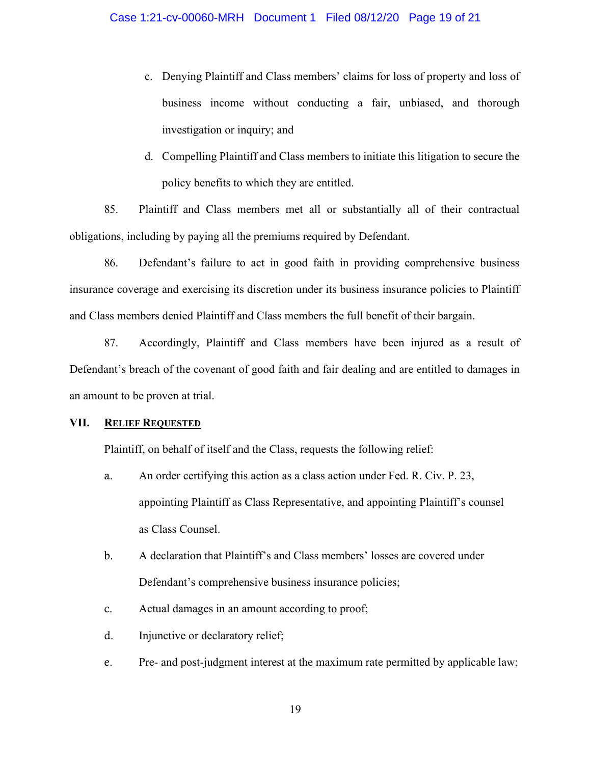c. Denying Plaintiff and Class members' claims for loss of property and loss of business income without conducting a fair, unbiased, and thorough investigation or inquiry; and

d. Compelling Plaintiff and Class members to initiate this litigation to secure the policy benefits to which they are entitled.

85. Plaintiff and Class members met all or substantially all of their contractual obligations, including by paying all the premiums required by Defendant.

86. Defendant's failure to act in good faith in providing comprehensive business insurance coverage and exercising its discretion under its business insurance policies to Plaintiff and Class members denied Plaintiff and Class members the full benefit of their bargain.

87. Accordingly, Plaintiff and Class members have been injured as a result of Defendant's breach of the covenant of good faith and fair dealing and are entitled to damages in an amount to be proven at trial.

## VII. RELIEF REQUESTED

Plaintiff, on behalf of itself and the Class, requests the following relief:

a. An order certifying this action as a class action under Fed. R. Civ. P. 23, appointing Plaintiff as Class Representative, and appointing Plaintiff's counsel as Class Counsel.

b. A declaration that Plaintiff's and Class members' losses are covered under Defendant's comprehensive business insurance policies;

c. Actual damages in an amount according to proof;

d. Injunctive or declaratory relief;

e. Pre- and post-judgment interest at the maximum rate permitted by applicable law;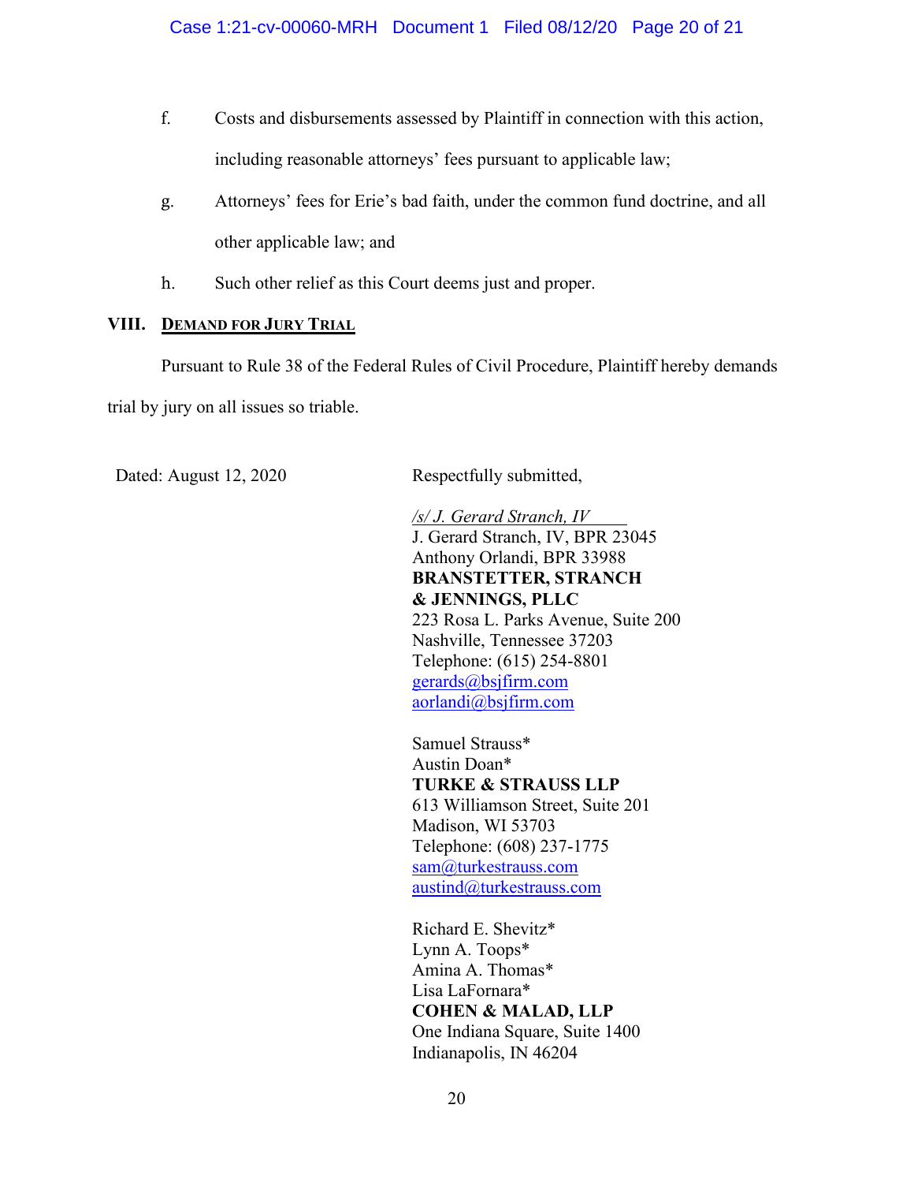f. Costs and disbursements assessed by Plaintiff in connection with this action, including reasonable attorneys' fees pursuant to applicable law;

g. Attorneys' fees for Erie's bad faith, under the common fund doctrine, and all other applicable law; and

h. Such other relief as this Court deems just and proper.

## VIII. DEMAND FOR JURY TRIAL

Pursuant to Rule 38 of the Federal Rules of Civil Procedure, Plaintiff hereby demands trial by jury on all issues so triable.

Dated: August 12, 2020

Respectfully submitted,

*/s/ J. Gerard Stranch, IV*
J. Gerard Stranch, IV, BPR 23045
Anthony Orlandi, BPR 33988
**BRANSTETTER, STRANCH & JENNINGS, PLLC**
223 Rosa L. Parks Avenue, Suite 200
Nashville, Tennessee 37203
Telephone: (615) 254-8801
gerards@bsjfirm.com
aorlandi@bsjfirm.com

Samuel Strauss*
Austin Doan*
**TURKE & STRAUSS LLP**
613 Williamson Street, Suite 201
Madison, WI 53703
Telephone: (608) 237-1775
sam@turkestrauss.com
austind@turkestrauss.com

Richard E. Shevitz*
Lynn A. Toops*
Amina A. Thomas*
Lisa LaFornara*
**COHEN & MALAD, LLP**
One Indiana Square, Suite 1400
Indianapolis, IN 46204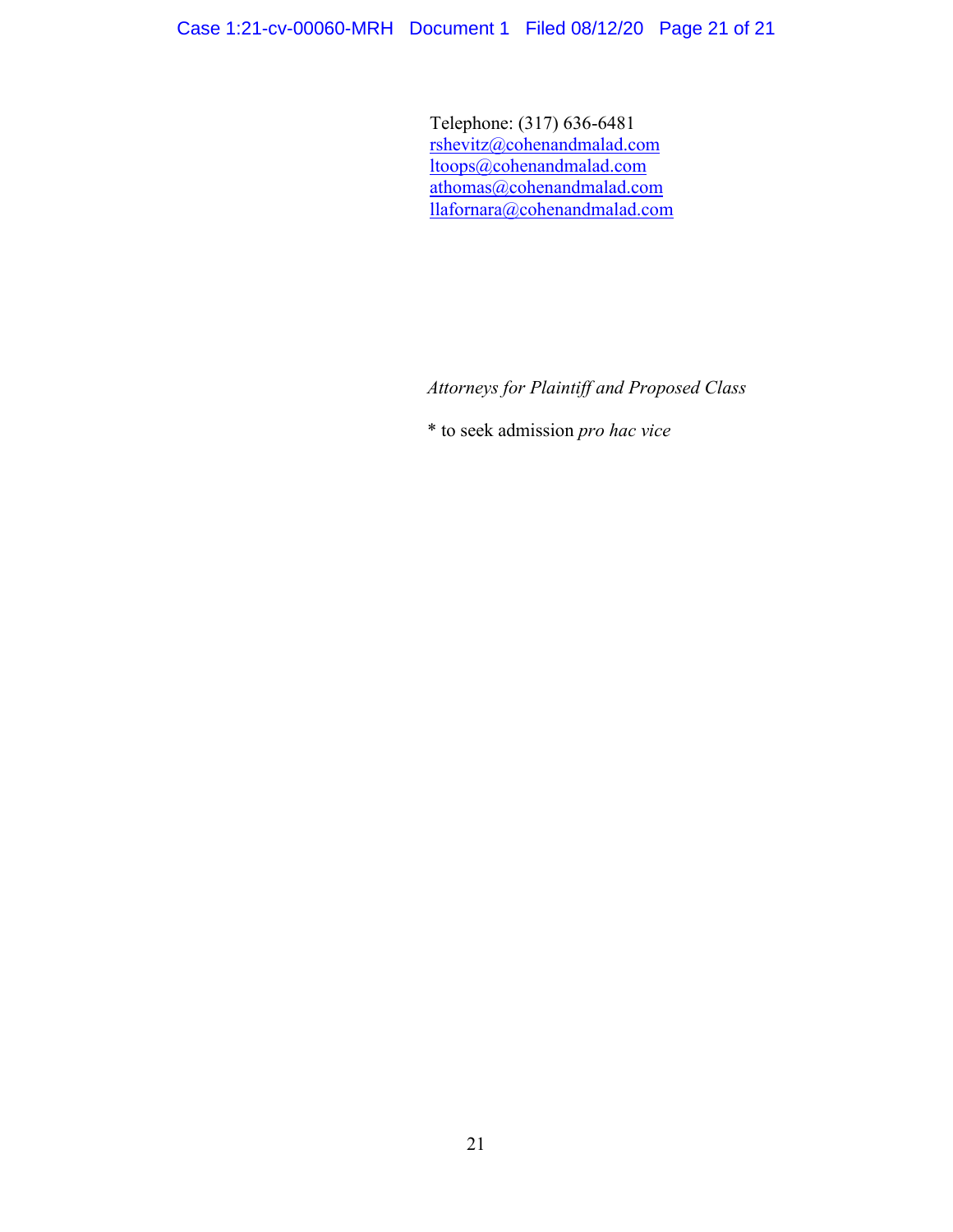Telephone: (317) 636-6481
rshevitz@cohenandmalad.com
ltoops@cohenandmalad.com
athomas@cohenandmalad.com
llafornara@cohenandmalad.com

*Attorneys for Plaintiff and Proposed Class*

* to seek admission *pro hac vice*